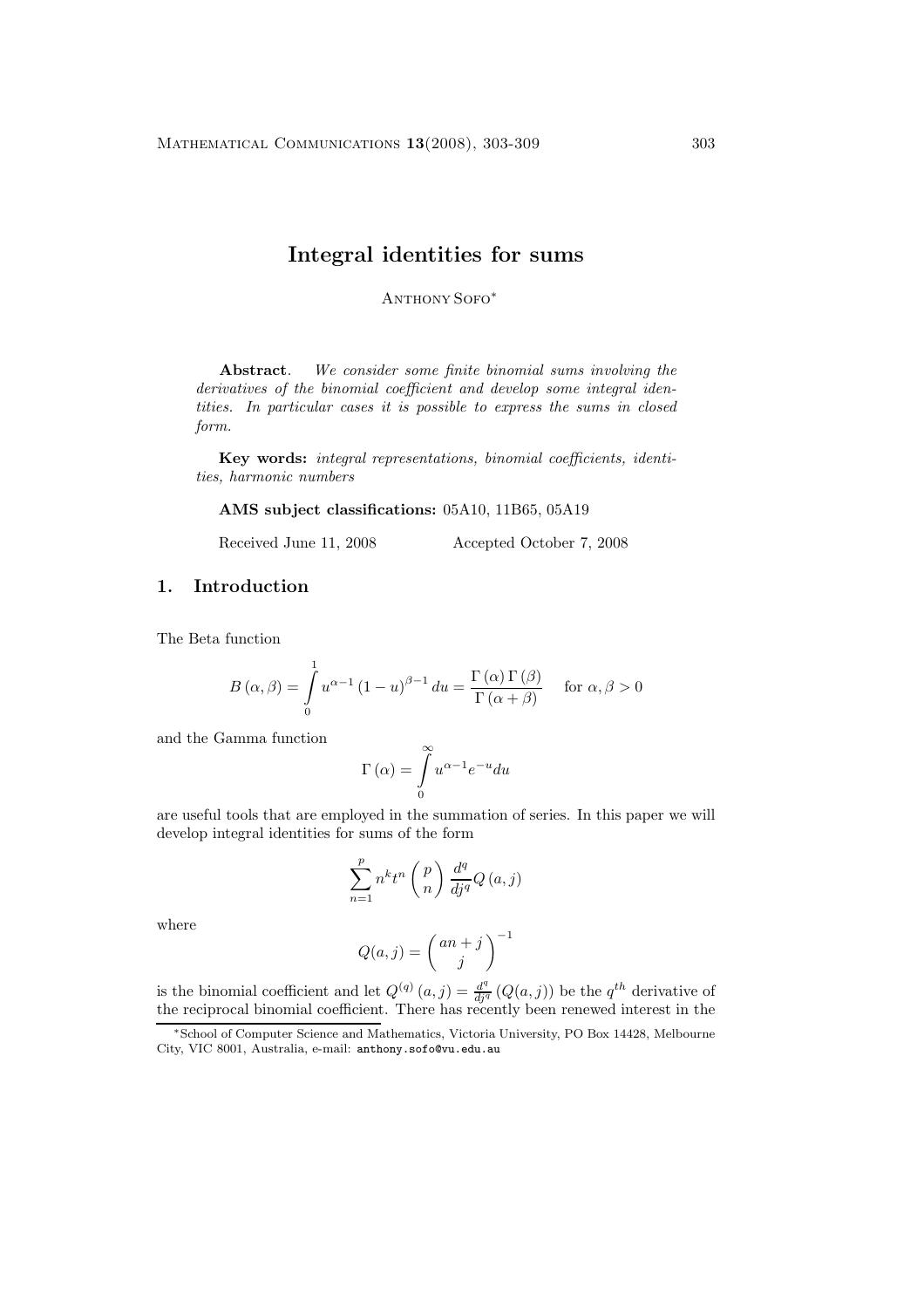# Integral identities for sums

Anthony Sofo[*]

**Abstract**. *We consider some finite binomial sums involving the derivatives of the binomial coefficient and develop some integral identities. In particular cases it is possible to express the sums in closed form.*

**Key words:** *integral representations, binomial coefficients, identities, harmonic numbers*

**AMS subject classifications:** 05A10, 11B65, 05A19

Received June 11, 2008 Accepted October 7, 2008

## 1. Introduction

The Beta function

$$B(\alpha, \beta) = \int_0^1 u^{\alpha-1}(1-u)^{\beta-1}\, du = \frac{\Gamma(\alpha)\Gamma(\beta)}{\Gamma(\alpha+\beta)} \quad \text{for } \alpha, \beta > 0$$

and the Gamma function

$$\Gamma(\alpha) = \int_0^\infty u^{\alpha-1} e^{-u} du$$

are useful tools that are employed in the summation of series. In this paper we will develop integral identities for sums of the form

$$\sum_{n=1}^{p} n^k t^n \binom{p}{n} \frac{d^q}{dj^q} Q(a, j)$$

where

$$Q(a, j) = \binom{an+j}{j}^{-1}$$

is the binomial coefficient and let $Q^{(q)}(a, j) = \frac{d^q}{dj^q}(Q(a, j))$ be the $q^{th}$ derivative of the reciprocal binomial coefficient. There has recently been renewed interest in the

[*]School of Computer Science and Mathematics, Victoria University, PO Box 14428, Melbourne City, VIC 8001, Australia, e-mail: anthony.sofo@vu.edu.au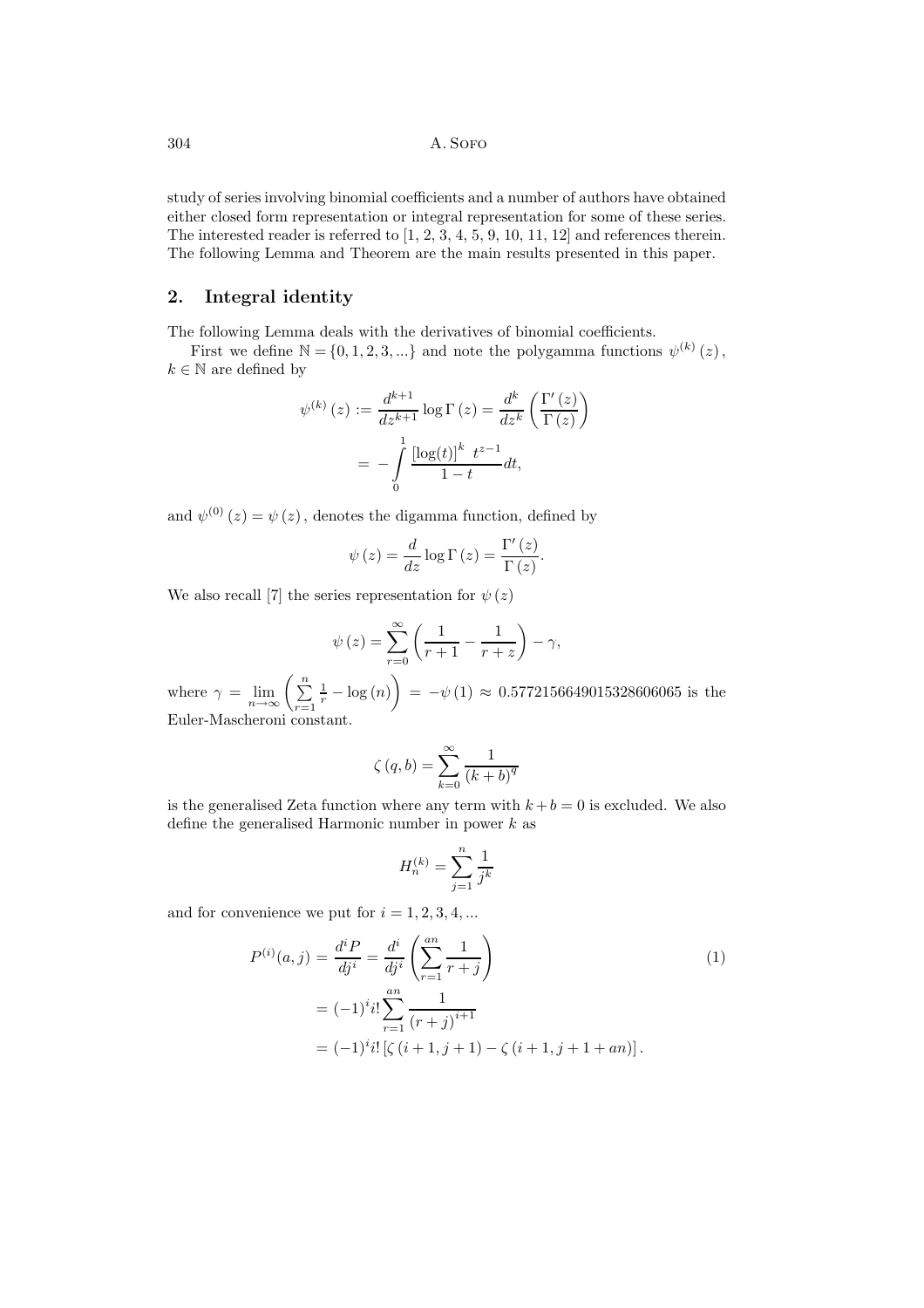study of series involving binomial coefficients and a number of authors have obtained either closed form representation or integral representation for some of these series. The interested reader is referred to [1, 2, 3, 4, 5, 9, 10, 11, 12] and references therein. The following Lemma and Theorem are the main results presented in this paper.

## 2. Integral identity

The following Lemma deals with the derivatives of binomial coefficients.

First we define $\mathbb{N} = \{0, 1, 2, 3, ...\}$ and note the polygamma functions $\psi^{(k)}(z)$, $k \in \mathbb{N}$ are defined by

$$\psi^{(k)}(z) := \frac{d^{k+1}}{dz^{k+1}} \log \Gamma(z) = \frac{d^k}{dz^k} \left( \frac{\Gamma'(z)}{\Gamma(z)} \right)$$
$$= -\int_0^1 \frac{[\log(t)]^k \; t^{z-1}}{1-t} dt,$$

and $\psi^{(0)}(z) = \psi(z)$, denotes the digamma function, defined by

$$\psi(z) = \frac{d}{dz} \log \Gamma(z) = \frac{\Gamma'(z)}{\Gamma(z)}.$$

We also recall [7] the series representation for $\psi(z)$

$$\psi(z) = \sum_{r=0}^{\infty} \left( \frac{1}{r+1} - \frac{1}{r+z} \right) - \gamma,$$

where $\gamma = \lim_{n \to \infty} \left( \sum_{r=1}^{n} \frac{1}{r} - \log(n) \right) = -\psi(1) \approx 0.5772156649015328606065$ is the Euler-Mascheroni constant.

$$\zeta(q, b) = \sum_{k=0}^{\infty} \frac{1}{(k+b)^q}$$

is the generalised Zeta function where any term with $k + b = 0$ is excluded. We also define the generalised Harmonic number in power $k$ as

$$H_n^{(k)} = \sum_{j=1}^{n} \frac{1}{j^k}$$

and for convenience we put for $i = 1, 2, 3, 4, ...$

$$\begin{aligned} P^{(i)}(a, j) &= \frac{d^i P}{dj^i} = \frac{d^i}{dj^i} \left( \sum_{r=1}^{an} \frac{1}{r+j} \right) \\ &= (-1)^i i! \sum_{r=1}^{an} \frac{1}{(r+j)^{i+1}} \\ &= (-1)^i i! \left[ \zeta(i+1, j+1) - \zeta(i+1, j+1+an) \right]. \end{aligned} \tag{1}$$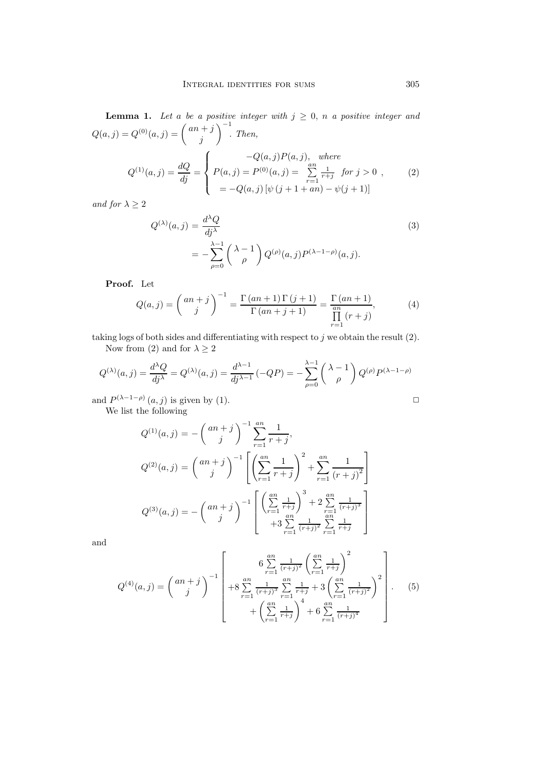**Lemma 1.** *Let $a$ be a positive integer with $j \geq 0$, $n$ a positive integer and $Q(a,j) = Q^{(0)}(a,j) = \binom{an+j}{j}^{-1}$. Then,*

$$Q^{(1)}(a,j) = \frac{dQ}{dj} = \begin{cases} -Q(a,j)P(a,j), \quad \text{where} \\ P(a,j) = P^{(0)}(a,j) = \sum\limits_{r=1}^{an} \frac{1}{r+j} \quad \text{for } j > 0 \ , \\ = -Q(a,j)\left[\psi\left(j+1+an\right) - \psi(j+1)\right] \end{cases} \tag{2}$$

*and for $\lambda \geq 2$*

$$\begin{aligned} Q^{(\lambda)}(a,j) &= \frac{d^{\lambda}Q}{dj^{\lambda}} \\ &= -\sum_{\rho=0}^{\lambda-1} \binom{\lambda-1}{\rho} Q^{(\rho)}(a,j) P^{(\lambda-1-\rho)}(a,j). \end{aligned} \tag{3}$$

**Proof.** Let

$$Q(a,j) = \binom{an+j}{j}^{-1} = \frac{\Gamma\left(an+1\right)\Gamma\left(j+1\right)}{\Gamma\left(an+j+1\right)} = \frac{\Gamma\left(an+1\right)}{\prod\limits_{r=1}^{an}(r+j)}, \tag{4}$$

taking logs of both sides and differentiating with respect to $j$ we obtain the result (2).

Now from (2) and for $\lambda \geq 2$

$$Q^{(\lambda)}(a,j) = \frac{d^{\lambda}Q}{dj^{\lambda}} = Q^{(\lambda)}(a,j) = \frac{d^{\lambda-1}}{dj^{\lambda-1}}\left(-QP\right) = -\sum_{\rho=0}^{\lambda-1} \binom{\lambda-1}{\rho} Q^{(\rho)} P^{(\lambda-1-\rho)}$$

and $P^{(\lambda-1-\rho)}(a,j)$ is given by (1). $\square$

We list the following

$$Q^{(1)}(a,j) = -\binom{an+j}{j}^{-1} \sum_{r=1}^{an} \frac{1}{r+j},$$

$$Q^{(2)}(a,j) = \binom{an+j}{j}^{-1} \left[ \left( \sum_{r=1}^{an} \frac{1}{r+j} \right)^2 + \sum_{r=1}^{an} \frac{1}{(r+j)^2} \right]$$

$$Q^{(3)}(a,j) = -\binom{an+j}{j}^{-1} \left[ \begin{array}{c} \left( \sum\limits_{r=1}^{an} \frac{1}{r+j} \right)^3 + 2 \sum\limits_{r=1}^{an} \frac{1}{(r+j)^3} \\ +3 \sum\limits_{r=1}^{an} \frac{1}{(r+j)^2} \sum\limits_{r=1}^{an} \frac{1}{r+j} \end{array} \right]$$

and

$$Q^{(4)}(a,j) = \binom{an+j}{j}^{-1} \left[ \begin{array}{c} 6 \sum\limits_{r=1}^{an} \frac{1}{(r+j)^2} \left( \sum\limits_{r=1}^{an} \frac{1}{r+j} \right)^2 \\ +8 \sum\limits_{r=1}^{an} \frac{1}{(r+j)^3} \sum\limits_{r=1}^{an} \frac{1}{r+j} + 3 \left( \sum\limits_{r=1}^{an} \frac{1}{(r+j)^2} \right)^2 \\ + \left( \sum\limits_{r=1}^{an} \frac{1}{r+j} \right)^4 + 6 \sum\limits_{r=1}^{an} \frac{1}{(r+j)^4} \end{array} \right]. \tag{5}$$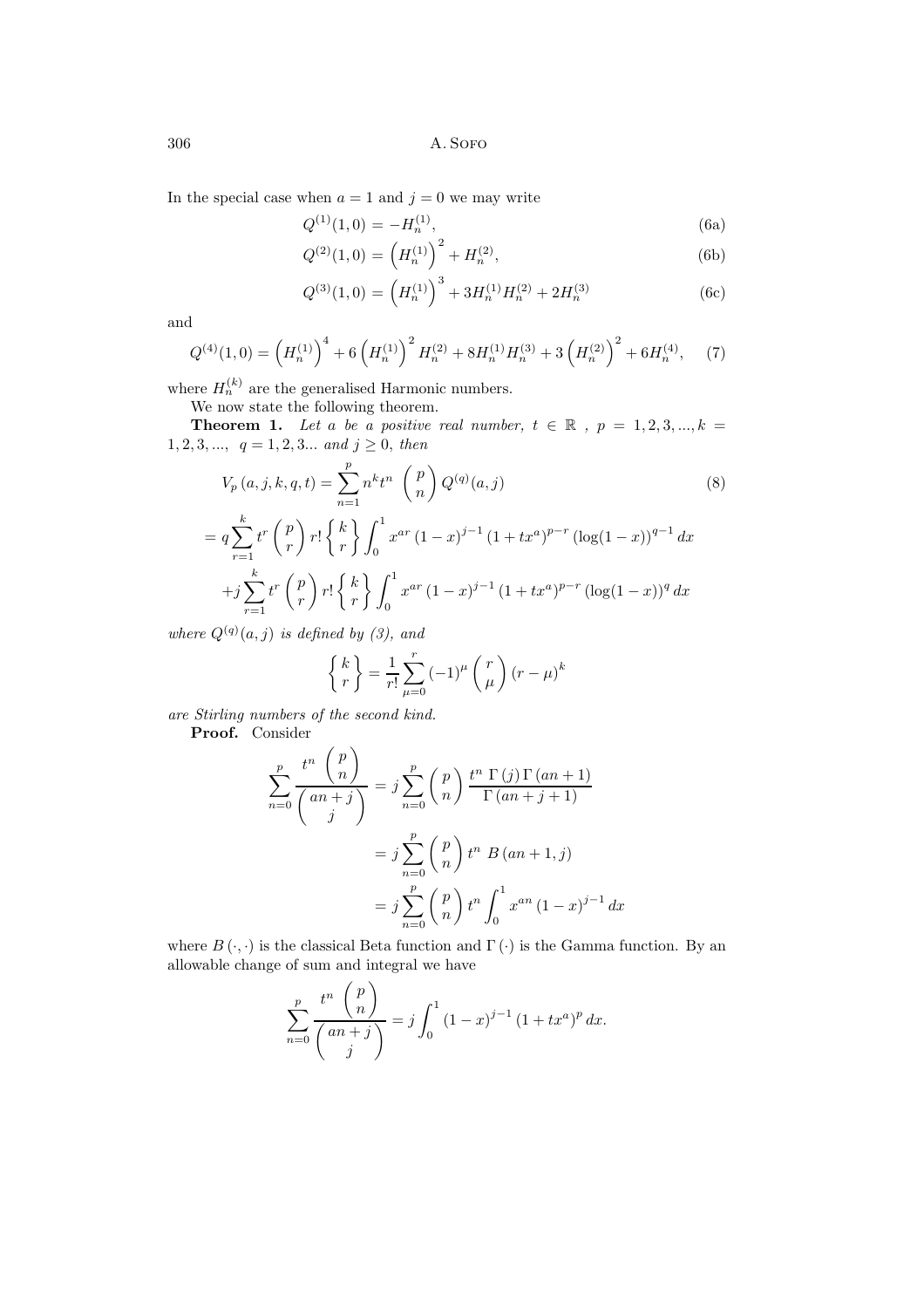In the special case when $a = 1$ and $j = 0$ we may write

$$Q^{(1)}(1,0) = -H_n^{(1)}, \tag{6a}$$

$$Q^{(2)}(1,0) = \left(H_n^{(1)}\right)^2 + H_n^{(2)}, \tag{6b}$$

$$Q^{(3)}(1,0) = \left(H_n^{(1)}\right)^3 + 3H_n^{(1)}H_n^{(2)} + 2H_n^{(3)} \tag{6c}$$

and

$$Q^{(4)}(1,0) = \left(H_n^{(1)}\right)^4 + 6\left(H_n^{(1)}\right)^2 H_n^{(2)} + 8H_n^{(1)}H_n^{(3)} + 3\left(H_n^{(2)}\right)^2 + 6H_n^{(4)}, \tag{7}$$

where $H_n^{(k)}$ are the generalised Harmonic numbers.

We now state the following theorem.

**Theorem 1.** *Let $a$ be a positive real number, $t \in \mathbb{R}$ , $p = 1,2,3,...,k = 1,2,3,...,$ $q = 1,2,3...$ and $j \geq 0$, then*

$$V_p(a,j,k,q,t) = \sum_{n=1}^{p} n^k t^n \binom{p}{n} Q^{(q)}(a,j) \tag{8}$$

$$= q\sum_{r=1}^{k} t^r \binom{p}{r} r! \left\{ \begin{matrix} k \\ r \end{matrix} \right\} \int_0^1 x^{ar} (1-x)^{j-1} (1+tx^a)^{p-r} (\log(1-x))^{q-1}\, dx$$

$$+ j\sum_{r=1}^{k} t^r \binom{p}{r} r! \left\{ \begin{matrix} k \\ r \end{matrix} \right\} \int_0^1 x^{ar} (1-x)^{j-1} (1+tx^a)^{p-r} (\log(1-x))^{q}\, dx$$

*where $Q^{(q)}(a,j)$ is defined by (3), and*

$$\left\{ \begin{matrix} k \\ r \end{matrix} \right\} = \frac{1}{r!}\sum_{\mu=0}^{r} (-1)^{\mu} \binom{r}{\mu} (r-\mu)^k$$

*are Stirling numbers of the second kind.*

**Proof.** Consider

$$\sum_{n=0}^{p} \frac{t^n \binom{p}{n}}{\binom{an+j}{j}} = j\sum_{n=0}^{p} \binom{p}{n} \frac{t^n\, \Gamma(j)\, \Gamma(an+1)}{\Gamma(an+j+1)}$$

$$= j\sum_{n=0}^{p} \binom{p}{n} t^n\, B(an+1, j)$$

$$= j\sum_{n=0}^{p} \binom{p}{n} t^n \int_0^1 x^{an} (1-x)^{j-1}\, dx$$

where $B(\cdot,\cdot)$ is the classical Beta function and $\Gamma(\cdot)$ is the Gamma function. By an allowable change of sum and integral we have

$$\sum_{n=0}^{p} \frac{t^n \binom{p}{n}}{\binom{an+j}{j}} = j\int_0^1 (1-x)^{j-1} (1+tx^a)^p\, dx.$$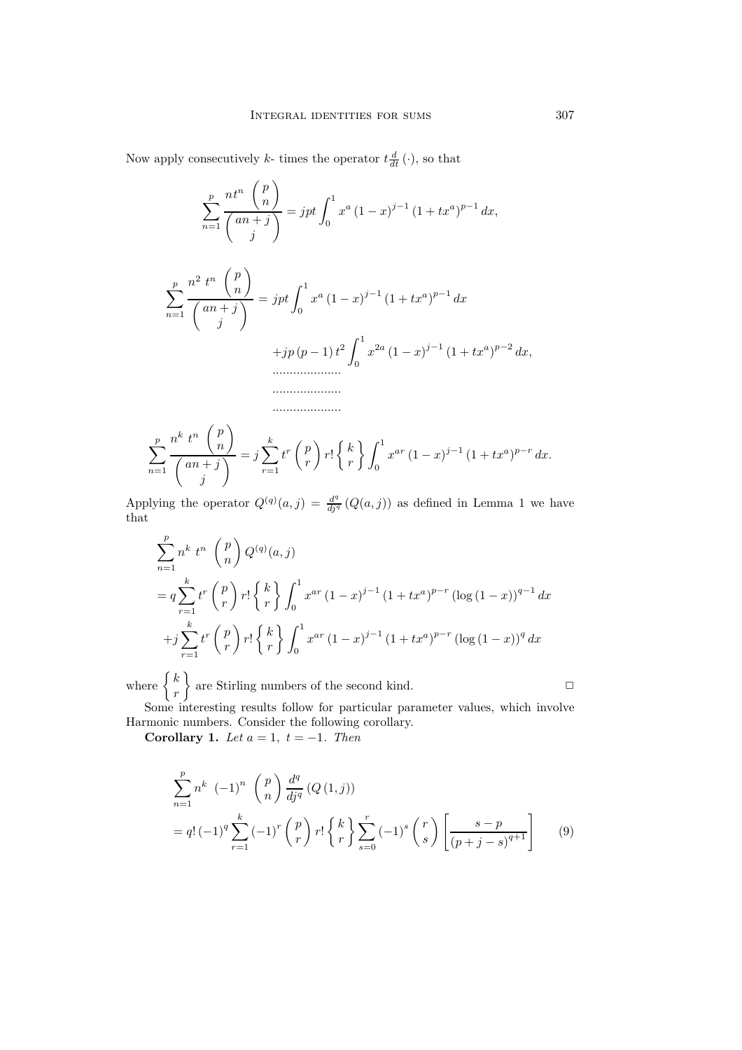Now apply consecutively $k$- times the operator $t\frac{d}{dt}(\cdot)$, so that

$$\sum_{n=1}^{p} \frac{nt^n \begin{pmatrix} p \\ n \end{pmatrix}}{\begin{pmatrix} an+j \\ j \end{pmatrix}} = jpt \int_0^1 x^a (1-x)^{j-1} (1+tx^a)^{p-1} \, dx,$$

$$\sum_{n=1}^{p} \frac{n^2 \, t^n \begin{pmatrix} p \\ n \end{pmatrix}}{\begin{pmatrix} an+j \\ j \end{pmatrix}} = jpt \int_0^1 x^a (1-x)^{j-1} (1+tx^a)^{p-1} \, dx$$

$$+ jp\,(p-1)\, t^2 \int_0^1 x^{2a} (1-x)^{j-1} (1+tx^a)^{p-2} \, dx,$$

....................

....................

....................

$$\sum_{n=1}^{p} \frac{n^k \, t^n \begin{pmatrix} p \\ n \end{pmatrix}}{\begin{pmatrix} an+j \\ j \end{pmatrix}} = j \sum_{r=1}^{k} t^r \begin{pmatrix} p \\ r \end{pmatrix} r! \left\{ \begin{matrix} k \\ r \end{matrix} \right\} \int_0^1 x^{ar} (1-x)^{j-1} (1+tx^a)^{p-r} \, dx.$$

Applying the operator $Q^{(q)}(a,j) = \frac{d^q}{dj^q}(Q(a,j))$ as defined in Lemma 1 we have that

$$\begin{aligned}
&\sum_{n=1}^{p} n^k \; t^n \; \begin{pmatrix} p \\ n \end{pmatrix} Q^{(q)}(a,j) \\
&= q \sum_{r=1}^{k} t^r \begin{pmatrix} p \\ r \end{pmatrix} r! \left\{ \begin{matrix} k \\ r \end{matrix} \right\} \int_0^1 x^{ar} (1-x)^{j-1} (1+tx^a)^{p-r} (\log(1-x))^{q-1} \, dx \\
&+ j \sum_{r=1}^{k} t^r \begin{pmatrix} p \\ r \end{pmatrix} r! \left\{ \begin{matrix} k \\ r \end{matrix} \right\} \int_0^1 x^{ar} (1-x)^{j-1} (1+tx^a)^{p-r} (\log(1-x))^{q} \, dx
\end{aligned}$$

where $\left\{ \begin{matrix} k \\ r \end{matrix} \right\}$ are Stirling numbers of the second kind. $\square$

Some interesting results follow for particular parameter values, which involve Harmonic numbers. Consider the following corollary.

**Corollary 1.** *Let $a = 1, \; t = -1$. Then*

$$\begin{aligned}
&\sum_{n=1}^{p} n^k \; (-1)^n \; \begin{pmatrix} p \\ n \end{pmatrix} \frac{d^q}{dj^q}(Q(1,j)) \\
&= q!\,(-1)^q \sum_{r=1}^{k} (-1)^r \begin{pmatrix} p \\ r \end{pmatrix} r! \left\{ \begin{matrix} k \\ r \end{matrix} \right\} \sum_{s=0}^{r} (-1)^s \begin{pmatrix} r \\ s \end{pmatrix} \left[ \frac{s-p}{(p+j-s)^{q+1}} \right] \qquad (9)
\end{aligned}$$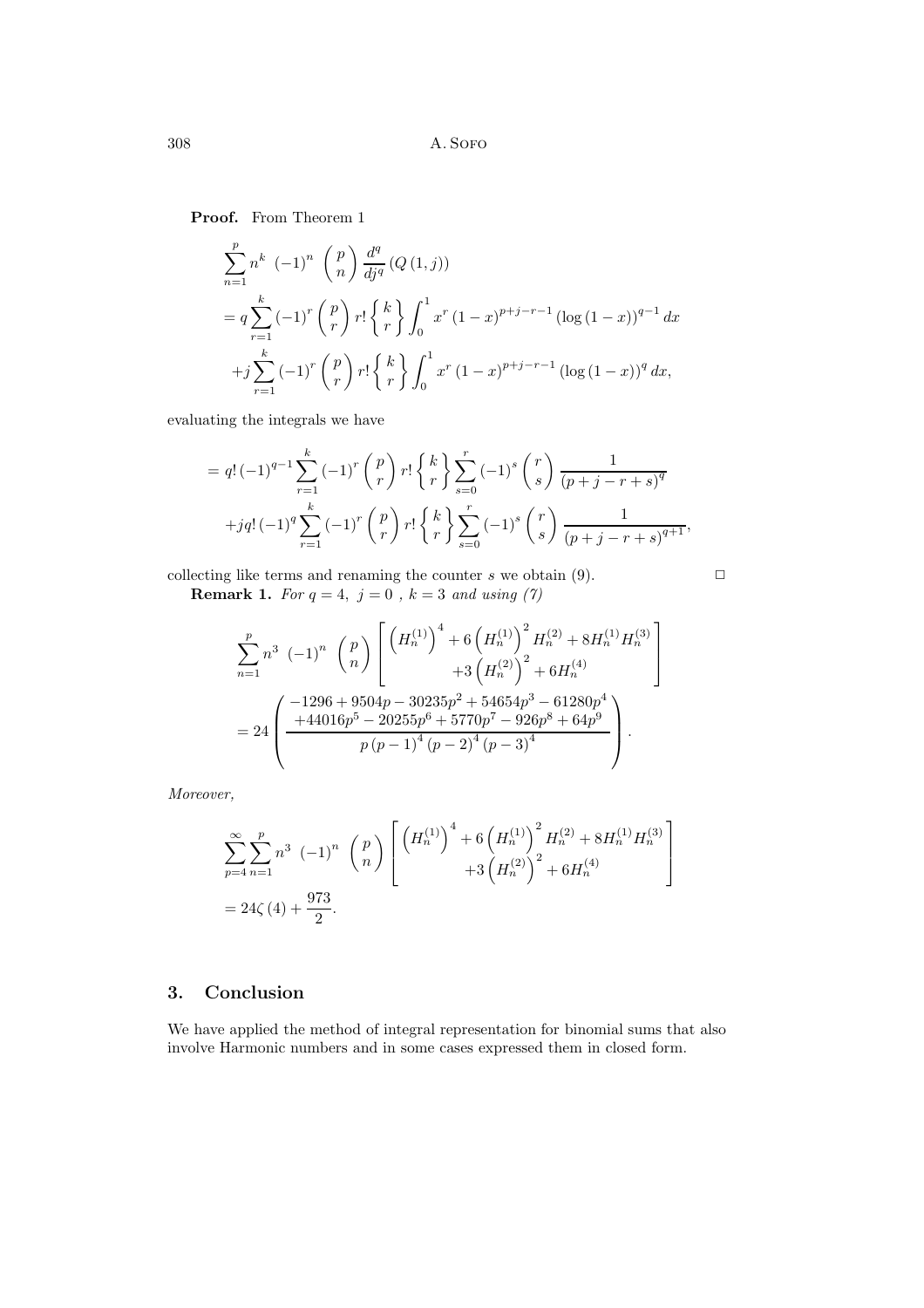**Proof.** From Theorem 1

$$
\begin{aligned}
&\sum_{n=1}^{p} n^k \ (-1)^n \ \binom{p}{n} \frac{d^q}{dj^q} \left(Q\left(1, j\right)\right) \\
&= q \sum_{r=1}^{k} (-1)^r \binom{p}{r} r! \left\{ \begin{matrix} k \\ r \end{matrix} \right\} \int_0^1 x^r \left(1-x\right)^{p+j-r-1} \left(\log\left(1-x\right)\right)^{q-1} dx \\
&\quad + j \sum_{r=1}^{k} (-1)^r \binom{p}{r} r! \left\{ \begin{matrix} k \\ r \end{matrix} \right\} \int_0^1 x^r \left(1-x\right)^{p+j-r-1} \left(\log\left(1-x\right)\right)^{q} dx,
\end{aligned}
$$

evaluating the integrals we have

$$
\begin{aligned}
&= q! \left(-1\right)^{q-1} \sum_{r=1}^{k} (-1)^r \binom{p}{r} r! \left\{ \begin{matrix} k \\ r \end{matrix} \right\} \sum_{s=0}^{r} (-1)^s \binom{r}{s} \frac{1}{\left(p+j-r+s\right)^q} \\
&\quad + jq! \left(-1\right)^{q} \sum_{r=1}^{k} (-1)^r \binom{p}{r} r! \left\{ \begin{matrix} k \\ r \end{matrix} \right\} \sum_{s=0}^{r} (-1)^s \binom{r}{s} \frac{1}{\left(p+j-r+s\right)^{q+1}},
\end{aligned}
$$

collecting like terms and renaming the counter $s$ we obtain (9). $\square$

**Remark 1.** *For $q = 4$, $j = 0$, $k = 3$ and using (7)*

$$
\begin{aligned}
&\sum_{n=1}^{p} n^3 \ (-1)^n \ \binom{p}{n} \left[ \begin{matrix} \left(H_n^{(1)}\right)^4 + 6\left(H_n^{(1)}\right)^2 H_n^{(2)} + 8 H_n^{(1)} H_n^{(3)} \\ +3\left(H_n^{(2)}\right)^2 + 6 H_n^{(4)} \end{matrix} \right] \\
&= 24 \left( \frac{ \begin{matrix} -1296 + 9504p - 30235p^2 + 54654p^3 - 61280p^4 \\ +44016p^5 - 20255p^6 + 5770p^7 - 926p^8 + 64p^9 \end{matrix} }{ p\left(p-1\right)^4 \left(p-2\right)^4 \left(p-3\right)^4 } \right).
\end{aligned}
$$

*Moreover,*

$$
\begin{aligned}
&\sum_{p=4}^{\infty} \sum_{n=1}^{p} n^3 \ (-1)^n \ \binom{p}{n} \left[ \begin{matrix} \left(H_n^{(1)}\right)^4 + 6\left(H_n^{(1)}\right)^2 H_n^{(2)} + 8 H_n^{(1)} H_n^{(3)} \\ +3\left(H_n^{(2)}\right)^2 + 6 H_n^{(4)} \end{matrix} \right] \\
&= 24\zeta\left(4\right) + \frac{973}{2}.
\end{aligned}
$$

## 3. Conclusion

We have applied the method of integral representation for binomial sums that also involve Harmonic numbers and in some cases expressed them in closed form.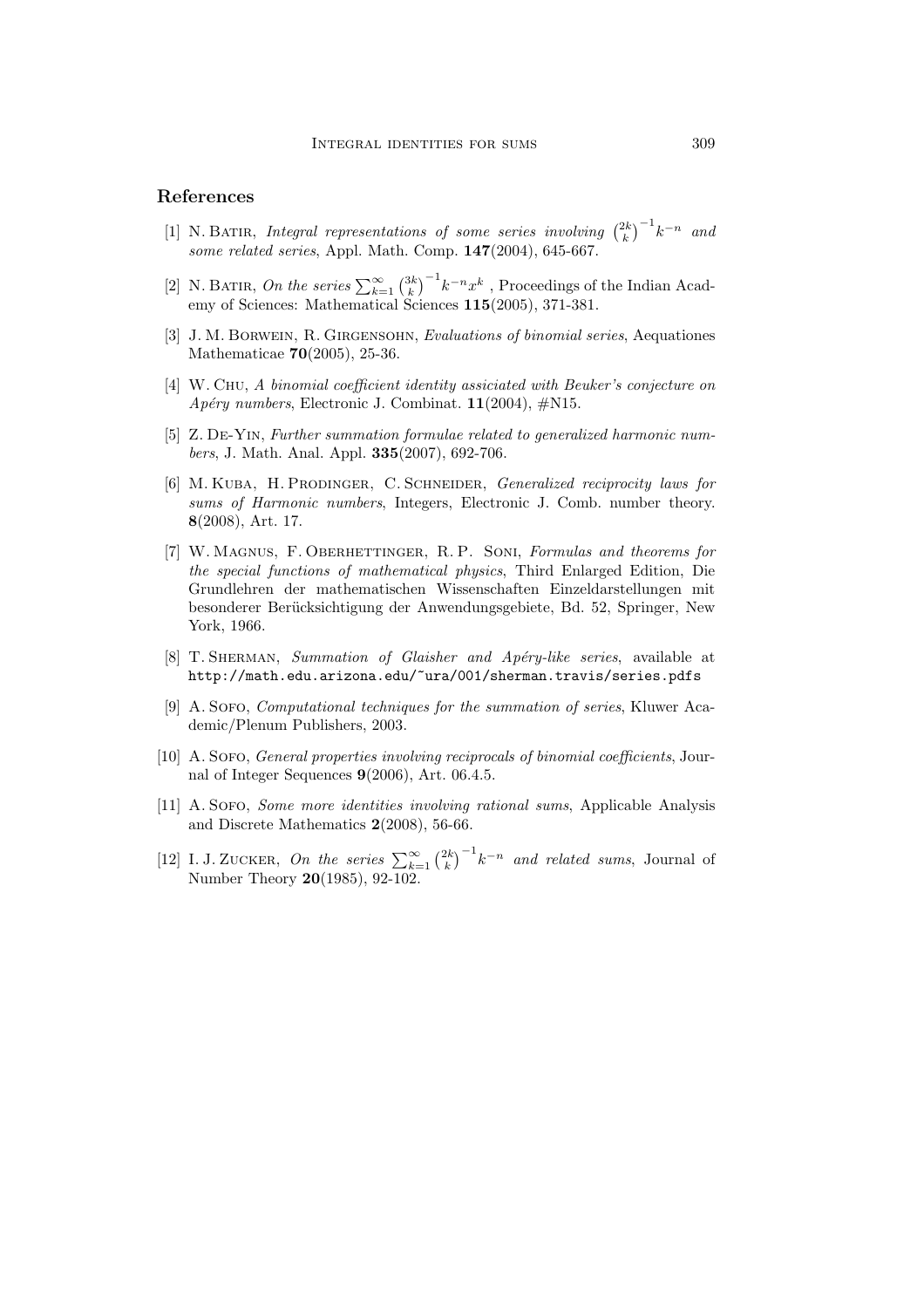## References

[1] N. Batir, *Integral representations of some series involving* $\binom{2k}{k}^{-1} k^{-n}$ *and some related series*, Appl. Math. Comp. **147**(2004), 645-667.

[2] N. Batir, *On the series* $\sum_{k=1}^{\infty} \binom{3k}{k}^{-1} k^{-n} x^k$ , Proceedings of the Indian Academy of Sciences: Mathematical Sciences **115**(2005), 371-381.

[3] J. M. Borwein, R. Girgensohn, *Evaluations of binomial series*, Aequationes Mathematicae **70**(2005), 25-36.

[4] W. Chu, *A binomial coefficient identity assiciated with Beuker's conjecture on Apéry numbers*, Electronic J. Combinat. **11**(2004), #N15.

[5] Z. De-Yin, *Further summation formulae related to generalized harmonic numbers*, J. Math. Anal. Appl. **335**(2007), 692-706.

[6] M. Kuba, H. Prodinger, C. Schneider, *Generalized reciprocity laws for sums of Harmonic numbers*, Integers, Electronic J. Comb. number theory. **8**(2008), Art. 17.

[7] W. Magnus, F. Oberhettinger, R. P. Soni, *Formulas and theorems for the special functions of mathematical physics*, Third Enlarged Edition, Die Grundlehren der mathematischen Wissenschaften Einzeldarstellungen mit besonderer Berücksichtigung der Anwendungsgebiete, Bd. 52, Springer, New York, 1966.

[8] T. Sherman, *Summation of Glaisher and Apéry-like series*, available at `http://math.edu.arizona.edu/~ura/001/sherman.travis/series.pdfs`

[9] A. Sofo, *Computational techniques for the summation of series*, Kluwer Academic/Plenum Publishers, 2003.

[10] A. Sofo, *General properties involving reciprocals of binomial coefficients*, Journal of Integer Sequences **9**(2006), Art. 06.4.5.

[11] A. Sofo, *Some more identities involving rational sums*, Applicable Analysis and Discrete Mathematics **2**(2008), 56-66.

[12] I. J. Zucker, *On the series* $\sum_{k=1}^{\infty} \binom{2k}{k}^{-1} k^{-n}$ *and related sums*, Journal of Number Theory **20**(1985), 92-102.